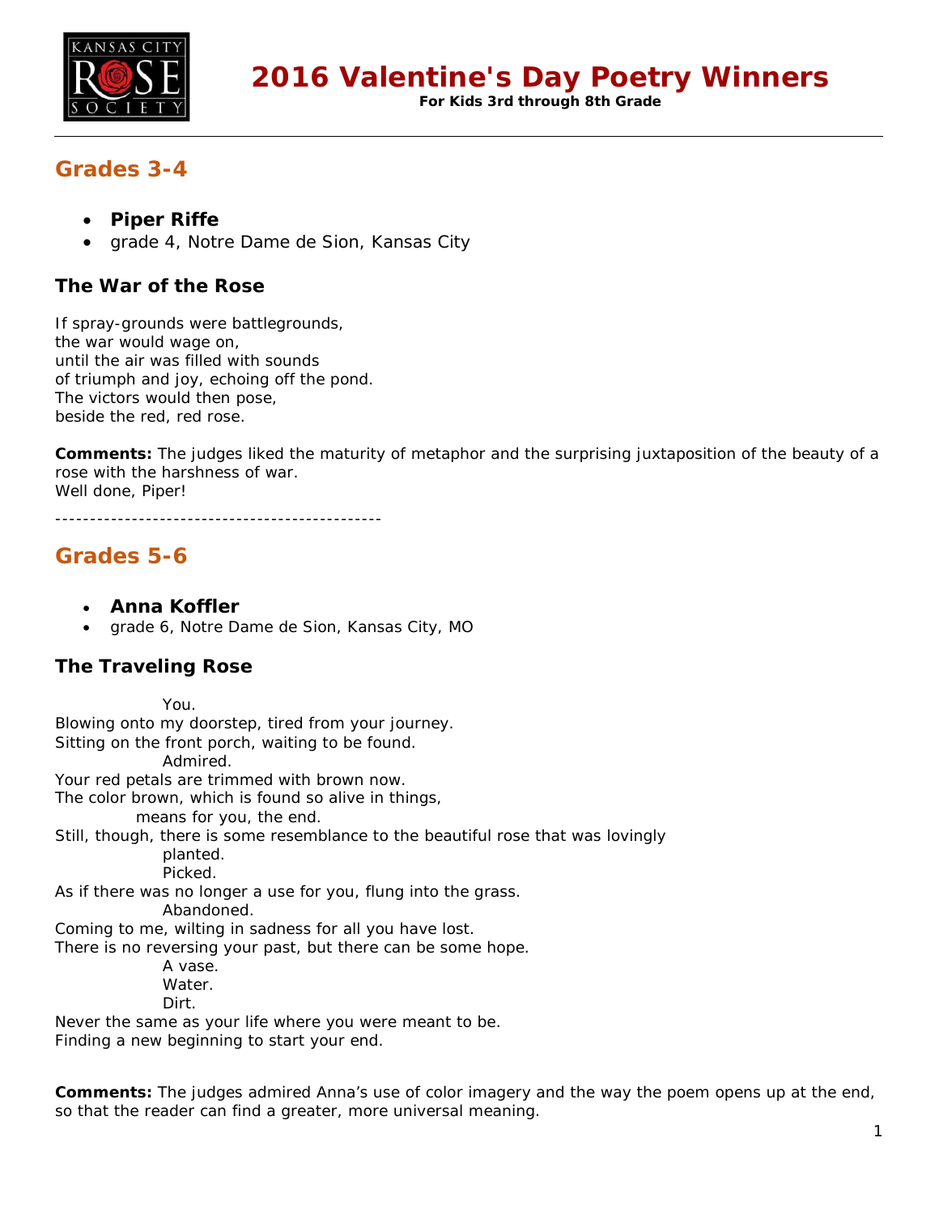# 2016 Valentine's Day Poetry Winners

**For Kids 3rd through 8th Grade**

## Grades 3-4

- **Piper Riffe**
- grade 4, Notre Dame de Sion, Kansas City

### The War of the Rose

If spray-grounds were battlegrounds,
the war would wage on,
until the air was filled with sounds
of triumph and joy, echoing off the pond.
The victors would then pose,
beside the red, red rose.

**Comments:** The judges liked the maturity of metaphor and the surprising juxtaposition of the beauty of a rose with the harshness of war.
Well done, Piper!

-----------------------------------------------

## Grades 5-6

- **Anna Koffler**
- grade 6, Notre Dame de Sion, Kansas City, MO

### The Traveling Rose

You.
Blowing onto my doorstep, tired from your journey.
Sitting on the front porch, waiting to be found.
Admired.
Your red petals are trimmed with brown now.
The color brown, which is found so alive in things,
means for you, the end.
Still, though, there is some resemblance to the beautiful rose that was lovingly
planted.
Picked.
As if there was no longer a use for you, flung into the grass.
Abandoned.
Coming to me, wilting in sadness for all you have lost.
There is no reversing your past, but there can be some hope.
A vase.
Water.
Dirt.
Never the same as your life where you were meant to be.
Finding a new beginning to start your end.

**Comments:** The judges admired Anna's use of color imagery and the way the poem opens up at the end, so that the reader can find a greater, more universal meaning.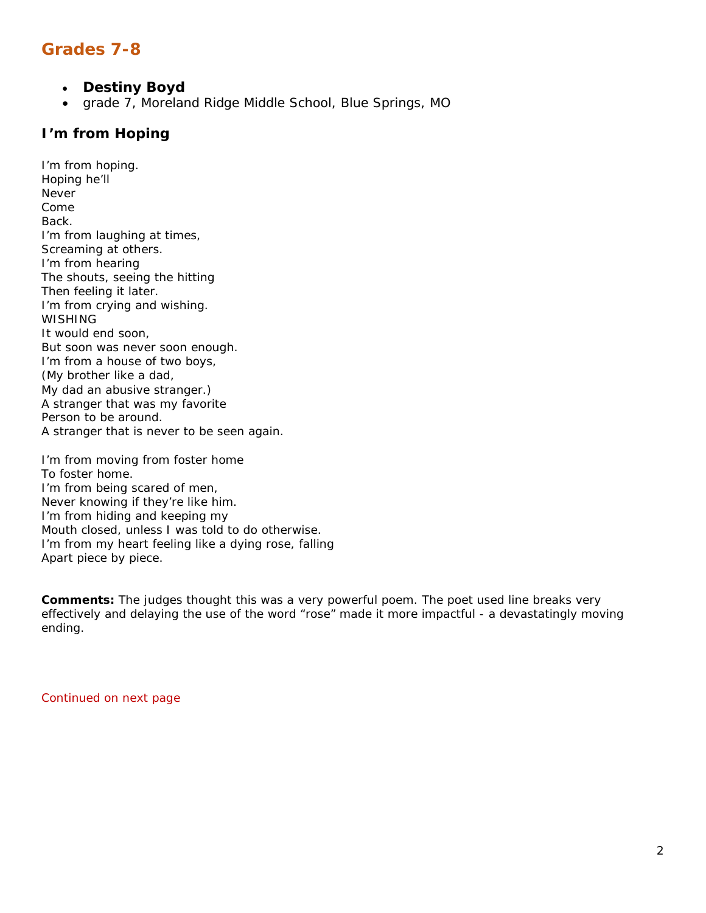## Grades 7-8

- **Destiny Boyd**
- grade 7, Moreland Ridge Middle School, Blue Springs, MO

### I'm from Hoping

I'm from hoping.  
Hoping he'll  
Never  
Come  
Back.  
I'm from laughing at times,  
Screaming at others.  
I'm from hearing  
The shouts, seeing the hitting  
Then feeling it later.  
I'm from crying and wishing.  
WISHING  
It would end soon,  
But soon was never soon enough.  
I'm from a house of two boys,  
(My brother like a dad,  
My dad an abusive stranger.)  
A stranger that was my favorite  
Person to be around.  
A stranger that is never to be seen again.

I'm from moving from foster home  
To foster home.  
I'm from being scared of men,  
Never knowing if they're like him.  
I'm from hiding and keeping my  
Mouth closed, unless I was told to do otherwise.  
I'm from my heart feeling like a dying rose, falling  
Apart piece by piece.

**Comments:** The judges thought this was a very powerful poem. The poet used line breaks very effectively and delaying the use of the word "rose" made it more impactful - a devastatingly moving ending.

Continued on next page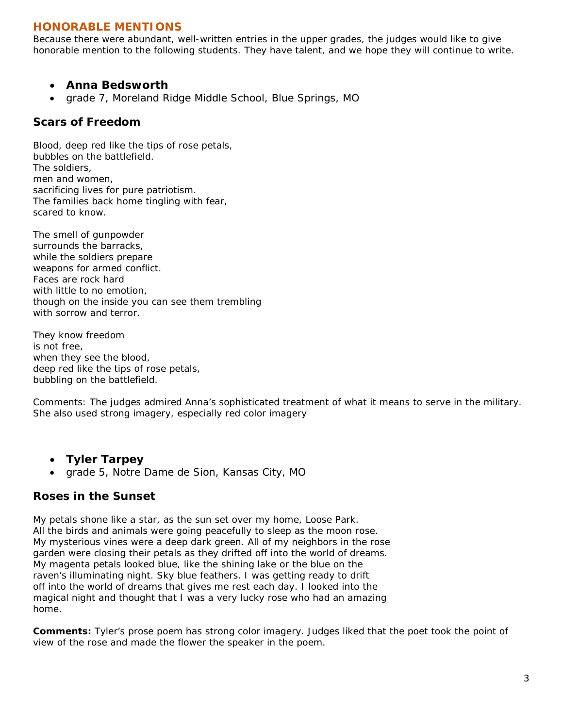## HONORABLE MENTIONS

Because there were abundant, well-written entries in the upper grades, the judges would like to give honorable mention to the following students. They have talent, and we hope they will continue to write.

- **Anna Bedsworth**
- grade 7, Moreland Ridge Middle School, Blue Springs, MO

### Scars of Freedom

Blood, deep red like the tips of rose petals,  
bubbles on the battlefield.  
The soldiers,  
men and women,  
sacrificing lives for pure patriotism.  
The families back home tingling with fear,  
scared to know.

The smell of gunpowder  
surrounds the barracks,  
while the soldiers prepare  
weapons for armed conflict.  
Faces are rock hard  
with little to no emotion,  
though on the inside you can see them trembling  
with sorrow and terror.

They know freedom  
is not free,  
when they see the blood,  
deep red like the tips of rose petals,  
bubbling on the battlefield.

Comments: The judges admired Anna's sophisticated treatment of what it means to serve in the military. She also used strong imagery, especially red color imagery

- **Tyler Tarpey**
- grade 5, Notre Dame de Sion, Kansas City, MO

### Roses in the Sunset

My petals shone like a star, as the sun set over my home, Loose Park. All the birds and animals were going peacefully to sleep as the moon rose. My mysterious vines were a deep dark green. All of my neighbors in the rose garden were closing their petals as they drifted off into the world of dreams. My magenta petals looked blue, like the shining lake or the blue on the raven's illuminating night. Sky blue feathers. I was getting ready to drift off into the world of dreams that gives me rest each day. I looked into the magical night and thought that I was a very lucky rose who had an amazing home.

**Comments:** Tyler's prose poem has strong color imagery. Judges liked that the poet took the point of view of the rose and made the flower the speaker in the poem.